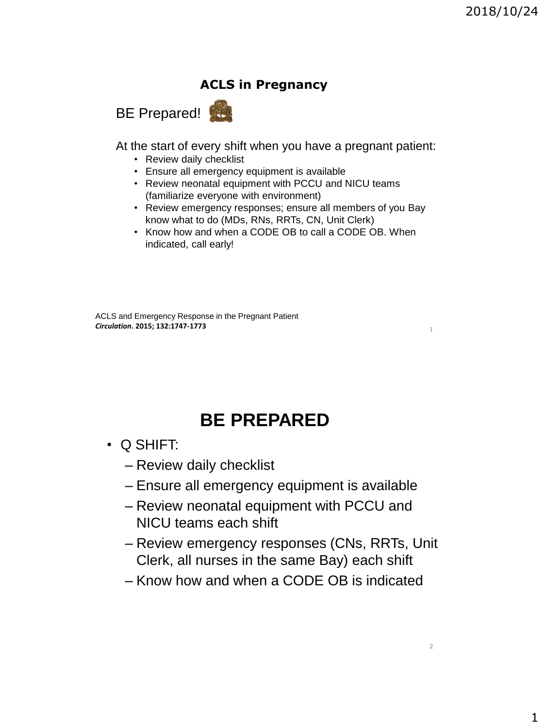# ACLS in Pregnancy

BE Prepared!

At the start of every shift when you have a pregnant patient:

- Review daily checklist
- Ensure all emergency equipment is available
- Review neonatal equipment with PCCU and NICU teams (familiarize everyone with environment)
- Review emergency responses; ensure all members of you Bay know what to do (MDs, RNs, RRTs, CN, Unit Clerk)
- Know how and when a CODE OB to call a CODE OB. When indicated, call early!

ACLS and Emergency Response in the Pregnant Patient
*Circulation*. **2015; 132:1747-1773**

# BE PREPARED

- Q SHIFT:
  - Review daily checklist
  - Ensure all emergency equipment is available
  - Review neonatal equipment with PCCU and NICU teams each shift
  - Review emergency responses (CNs, RRTs, Unit Clerk, all nurses in the same Bay) each shift
  - Know how and when a CODE OB is indicated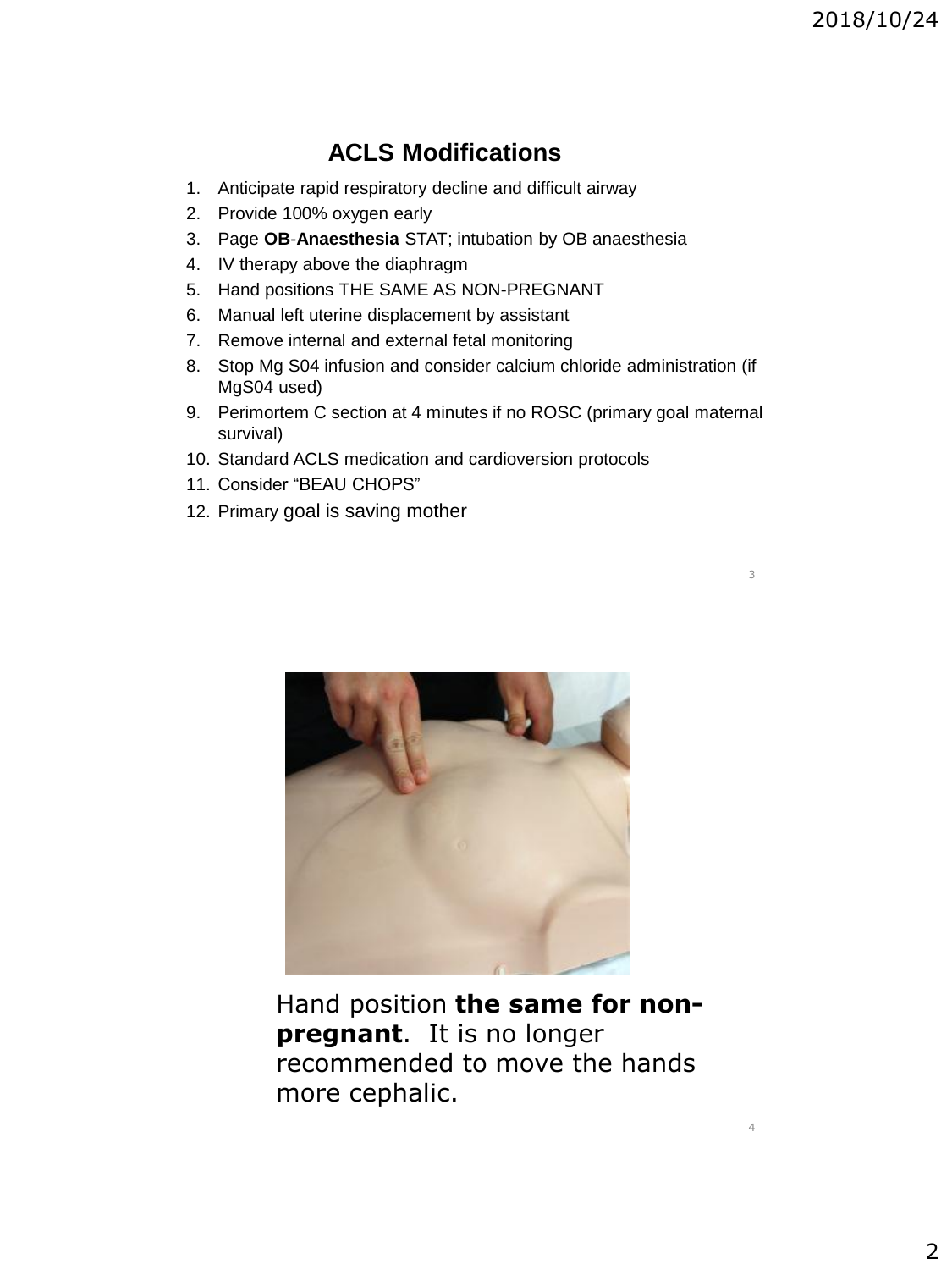## ACLS Modifications

1. Anticipate rapid respiratory decline and difficult airway
2. Provide 100% oxygen early
3. Page **OB**-**Anaesthesia** STAT; intubation by OB anaesthesia
4. IV therapy above the diaphragm
5. Hand positions THE SAME AS NON-PREGNANT
6. Manual left uterine displacement by assistant
7. Remove internal and external fetal monitoring
8. Stop Mg S04 infusion and consider calcium chloride administration (if MgS04 used)
9. Perimortem C section at 4 minutes if no ROSC (primary goal maternal survival)
10. Standard ACLS medication and cardioversion protocols
11. Consider "BEAU CHOPS"
12. Primary goal is saving mother

Hand position **the same for non-pregnant**. It is no longer recommended to move the hands more cephalic.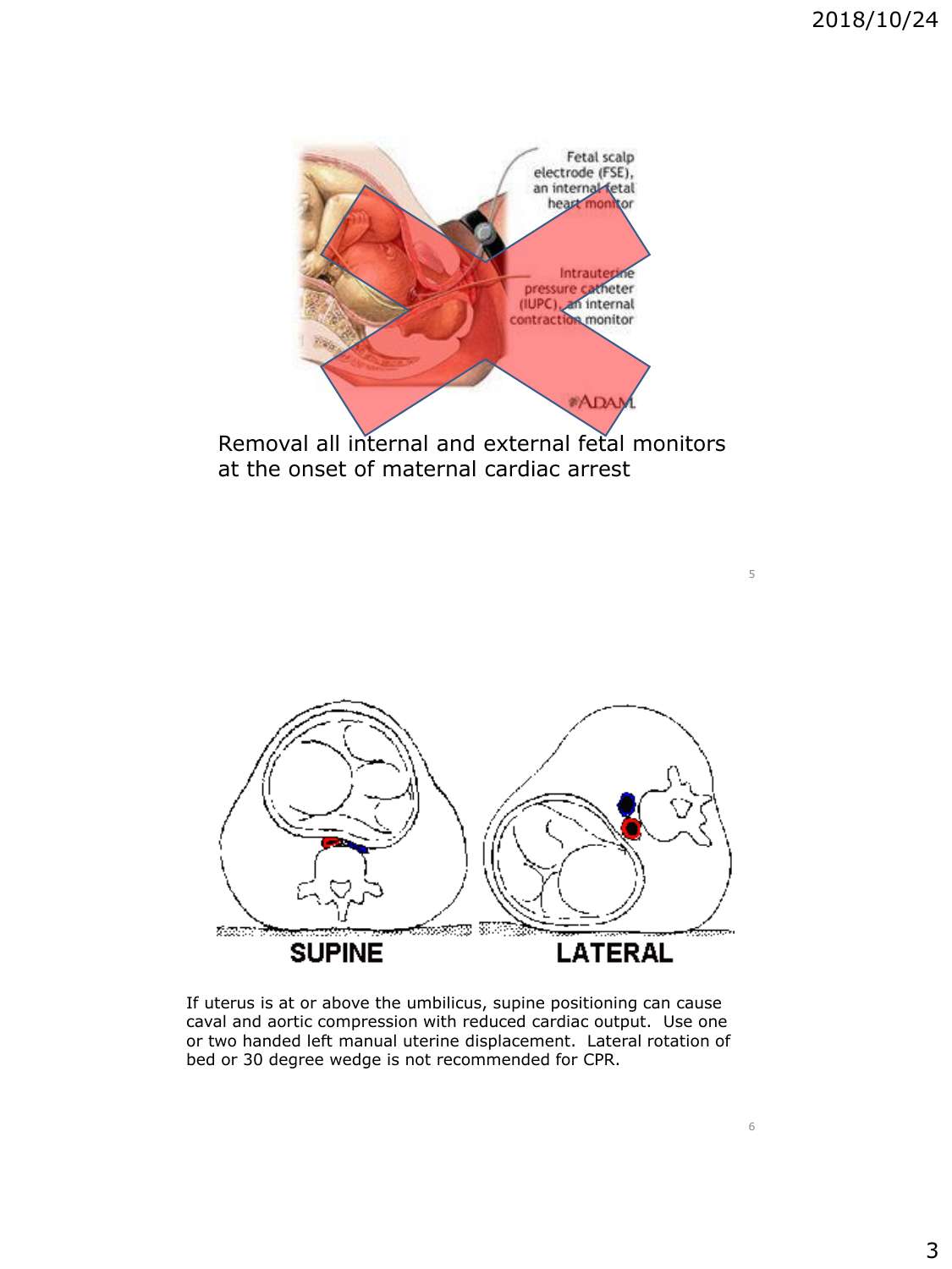Removal all internal and external fetal monitors at the onset of maternal cardiac arrest

If uterus is at or above the umbilicus, supine positioning can cause caval and aortic compression with reduced cardiac output. Use one or two handed left manual uterine displacement. Lateral rotation of bed or 30 degree wedge is not recommended for CPR.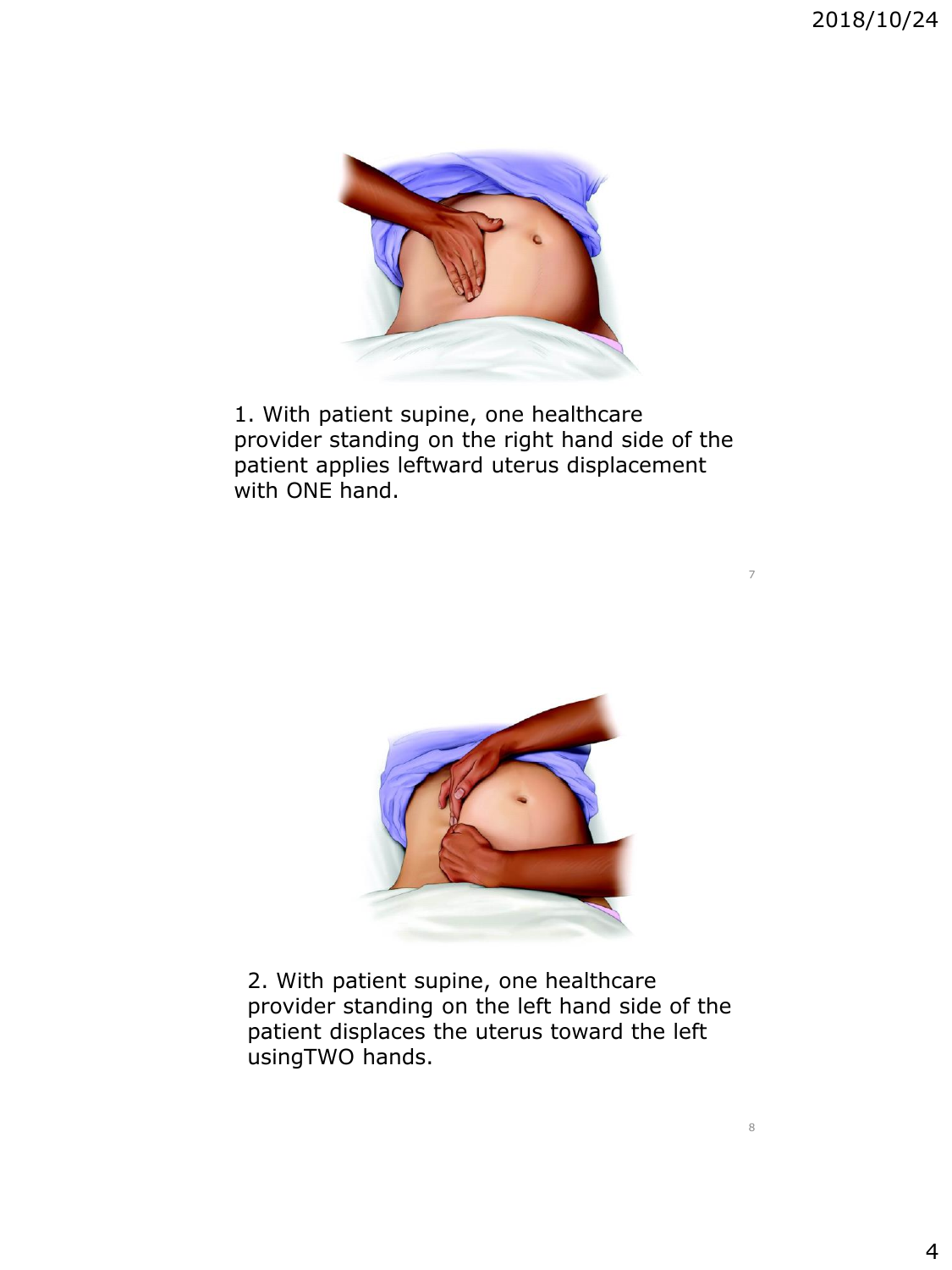1. With patient supine, one healthcare provider standing on the right hand side of the patient applies leftward uterus displacement with ONE hand.

2. With patient supine, one healthcare provider standing on the left hand side of the patient displaces the uterus toward the left usingTWO hands.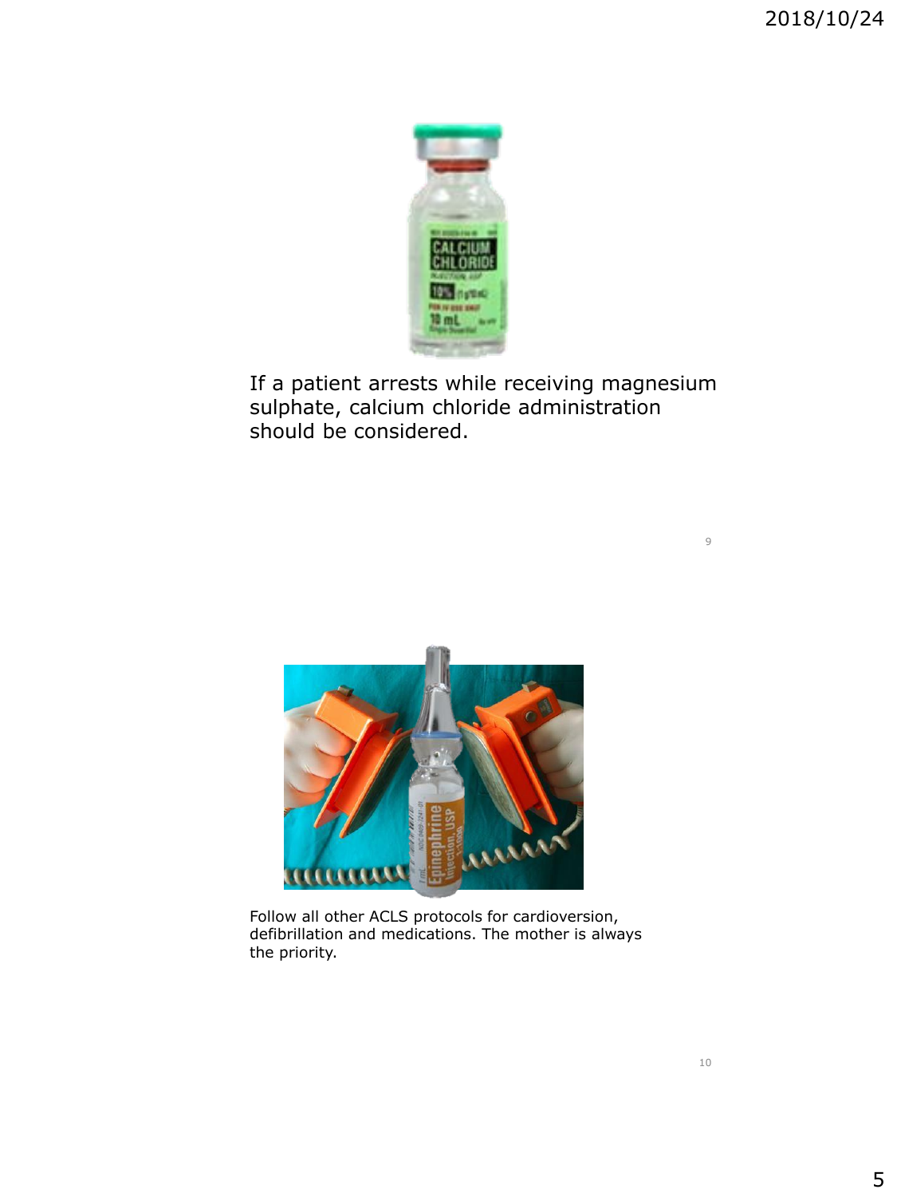If a patient arrests while receiving magnesium sulphate, calcium chloride administration should be considered.

Follow all other ACLS protocols for cardioversion, defibrillation and medications. The mother is always the priority.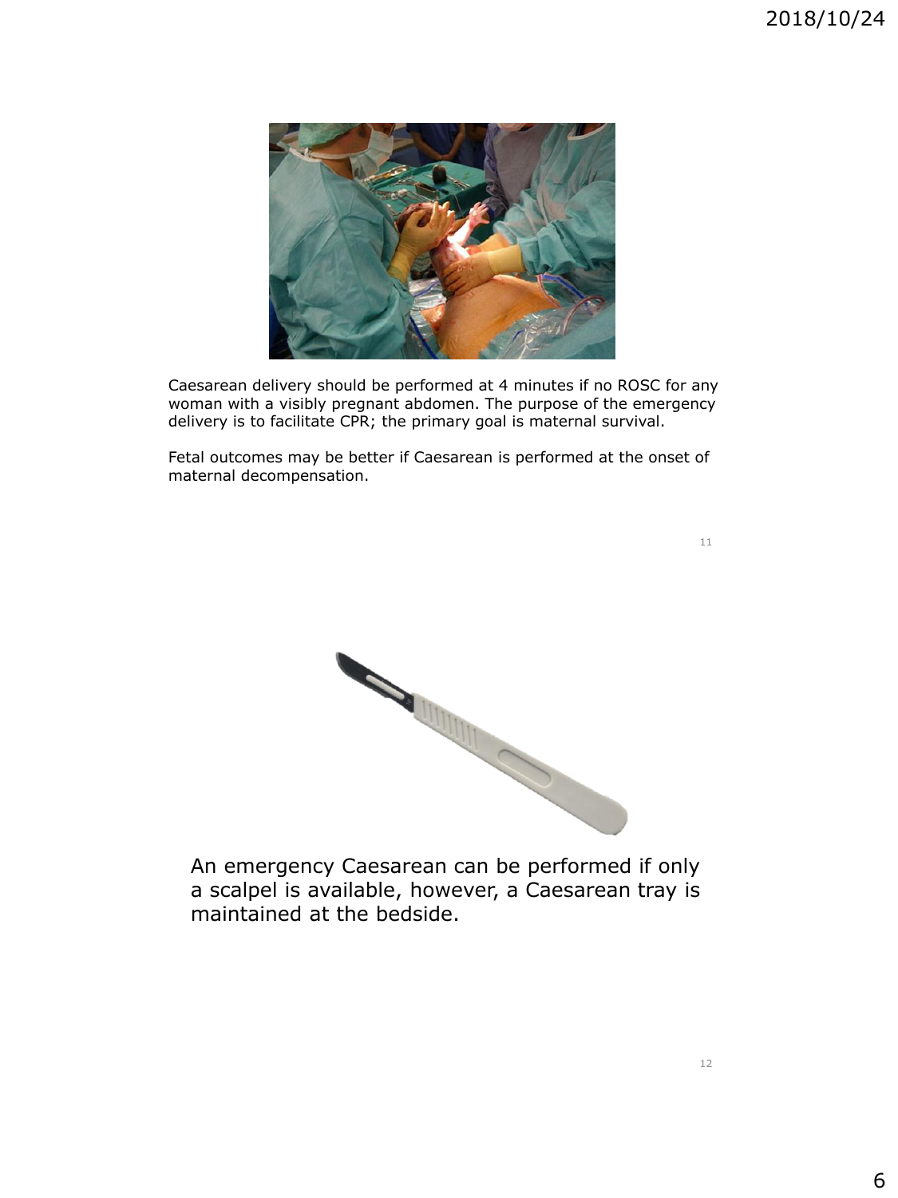Caesarean delivery should be performed at 4 minutes if no ROSC for any woman with a visibly pregnant abdomen. The purpose of the emergency delivery is to facilitate CPR; the primary goal is maternal survival.

Fetal outcomes may be better if Caesarean is performed at the onset of maternal decompensation.

An emergency Caesarean can be performed if only a scalpel is available, however, a Caesarean tray is maintained at the bedside.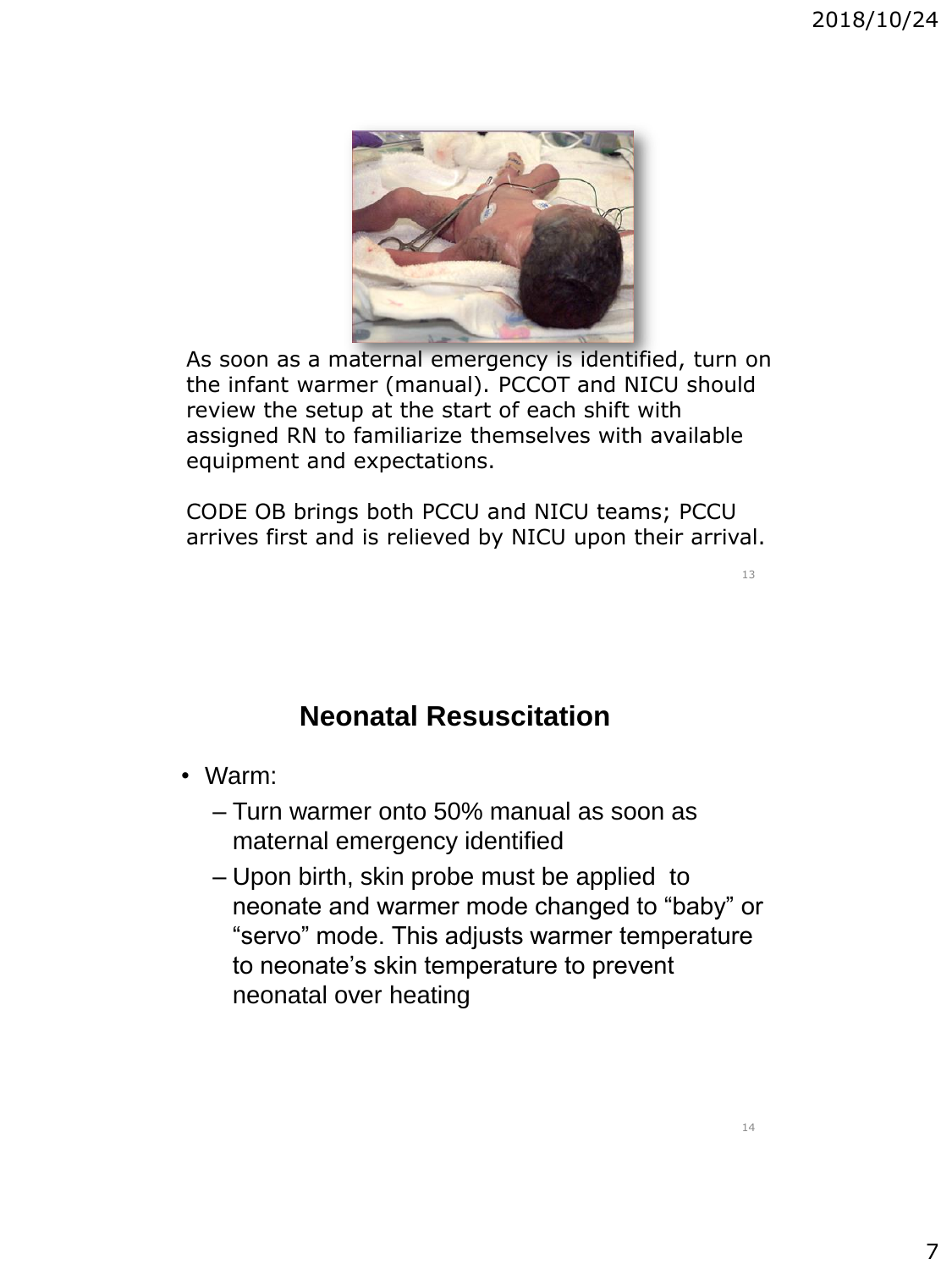As soon as a maternal emergency is identified, turn on the infant warmer (manual). PCCOT and NICU should review the setup at the start of each shift with assigned RN to familiarize themselves with available equipment and expectations.

CODE OB brings both PCCU and NICU teams; PCCU arrives first and is relieved by NICU upon their arrival.

## Neonatal Resuscitation

- Warm:
  - Turn warmer onto 50% manual as soon as maternal emergency identified
  - Upon birth, skin probe must be applied to neonate and warmer mode changed to “baby” or “servo” mode. This adjusts warmer temperature to neonate’s skin temperature to prevent neonatal over heating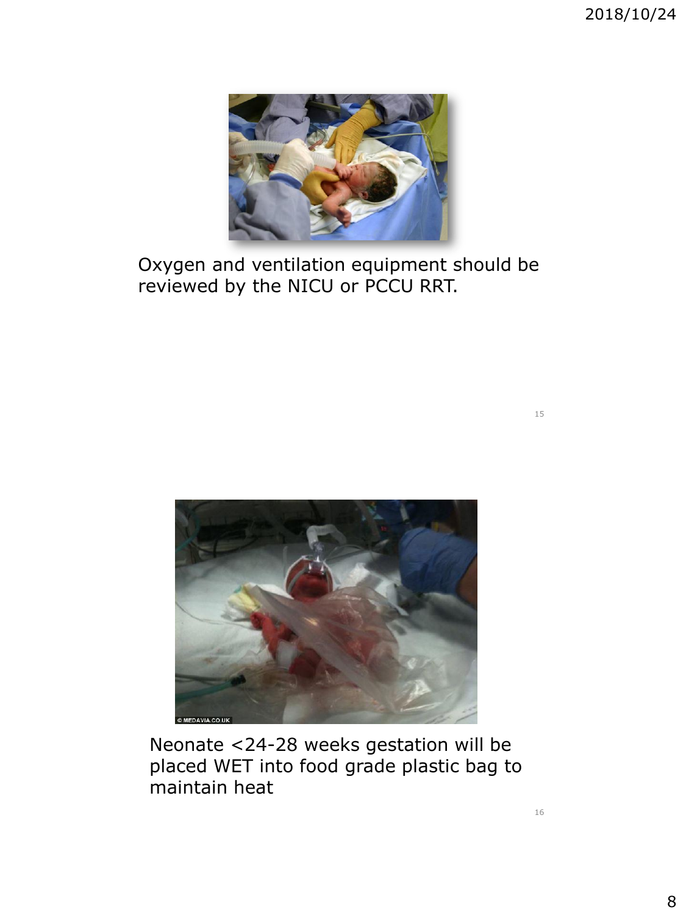Oxygen and ventilation equipment should be reviewed by the NICU or PCCU RRT.

Neonate <24-28 weeks gestation will be placed WET into food grade plastic bag to maintain heat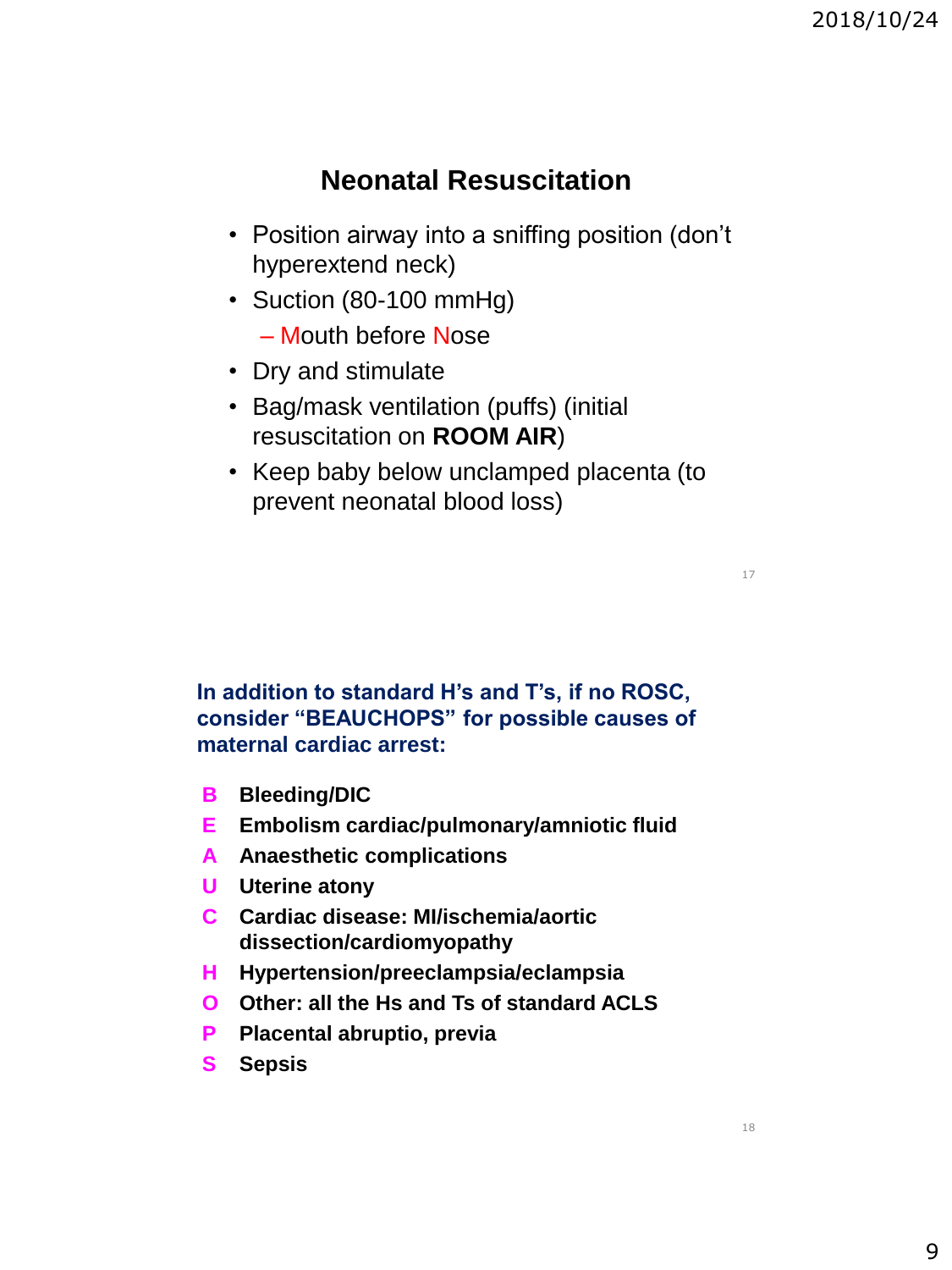## Neonatal Resuscitation

- Position airway into a sniffing position (don't hyperextend neck)
- Suction (80-100 mmHg)
  - Mouth before Nose
- Dry and stimulate
- Bag/mask ventilation (puffs) (initial resuscitation on **ROOM AIR**)
- Keep baby below unclamped placenta (to prevent neonatal blood loss)

**In addition to standard H's and T's, if no ROSC, consider "BEAUCHOPS" for possible causes of maternal cardiac arrest:**

- **B** **Bleeding/DIC**
- **E** **Embolism cardiac/pulmonary/amniotic fluid**
- **A** **Anaesthetic complications**
- **U** **Uterine atony**
- **C** **Cardiac disease: MI/ischemia/aortic dissection/cardiomyopathy**
- **H** **Hypertension/preeclampsia/eclampsia**
- **O** **Other: all the Hs and Ts of standard ACLS**
- **P** **Placental abruptio, previa**
- **S** **Sepsis**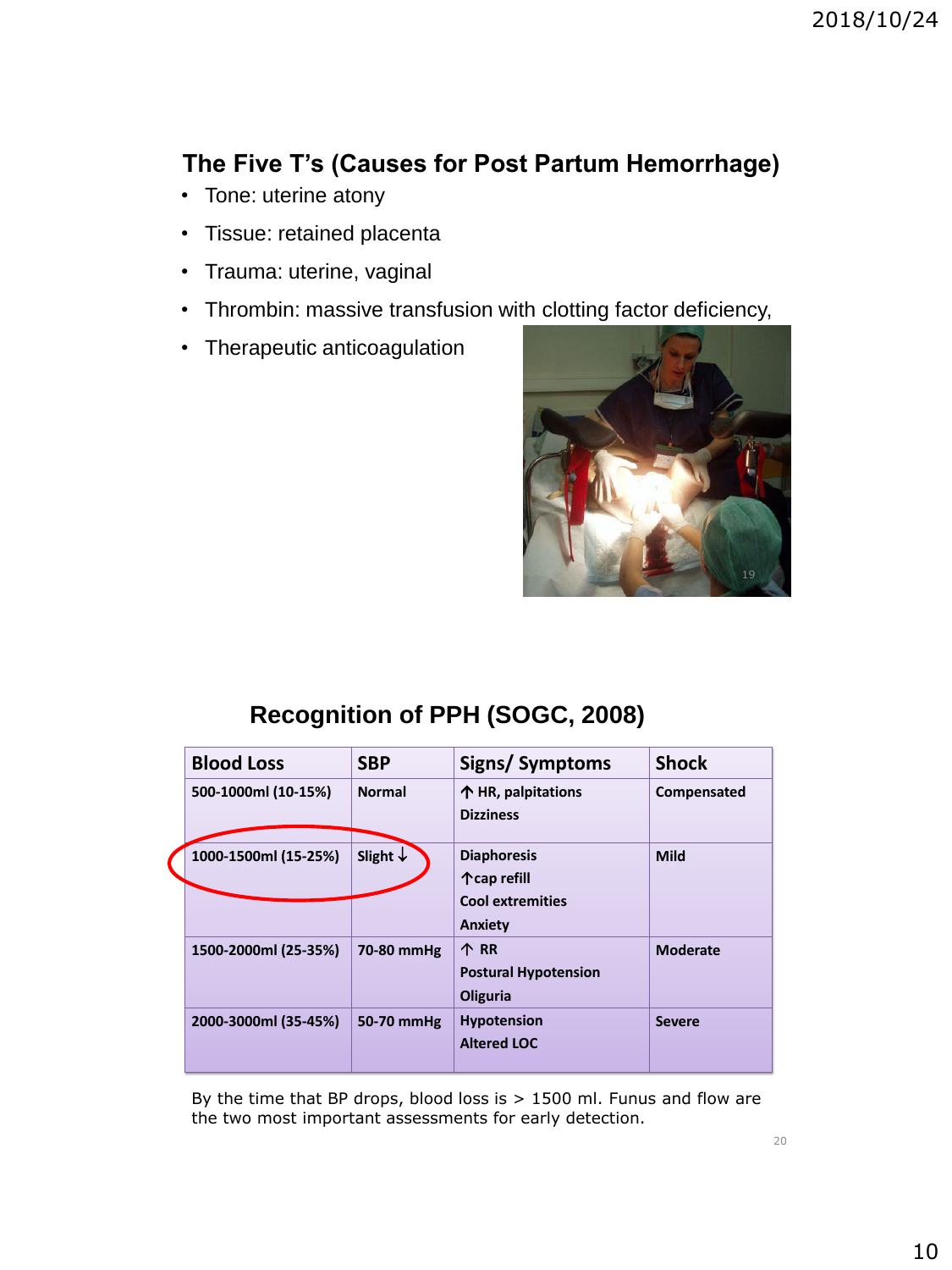## The Five T's (Causes for Post Partum Hemorrhage)

- Tone: uterine atony
- Tissue: retained placenta
- Trauma: uterine, vaginal
- Thrombin: massive transfusion with clotting factor deficiency,
- Therapeutic anticoagulation

## Recognition of PPH (SOGC, 2008)

| Blood Loss | SBP | Signs/ Symptoms | Shock |
|---|---|---|---|
| 500-1000ml (10-15%) | Normal | ↑ HR, palpitations<br>Dizziness | Compensated |
| 1000-1500ml (15-25%) | Slight ↓ | Diaphoresis<br>↑cap refill<br>Cool extremities<br>Anxiety | Mild |
| 1500-2000ml (25-35%) | 70-80 mmHg | ↑ RR<br>Postural Hypotension<br>Oliguria | Moderate |
| 2000-3000ml (35-45%) | 50-70 mmHg | Hypotension<br>Altered LOC | Severe |

By the time that BP drops, blood loss is > 1500 ml. Funus and flow are the two most important assessments for early detection.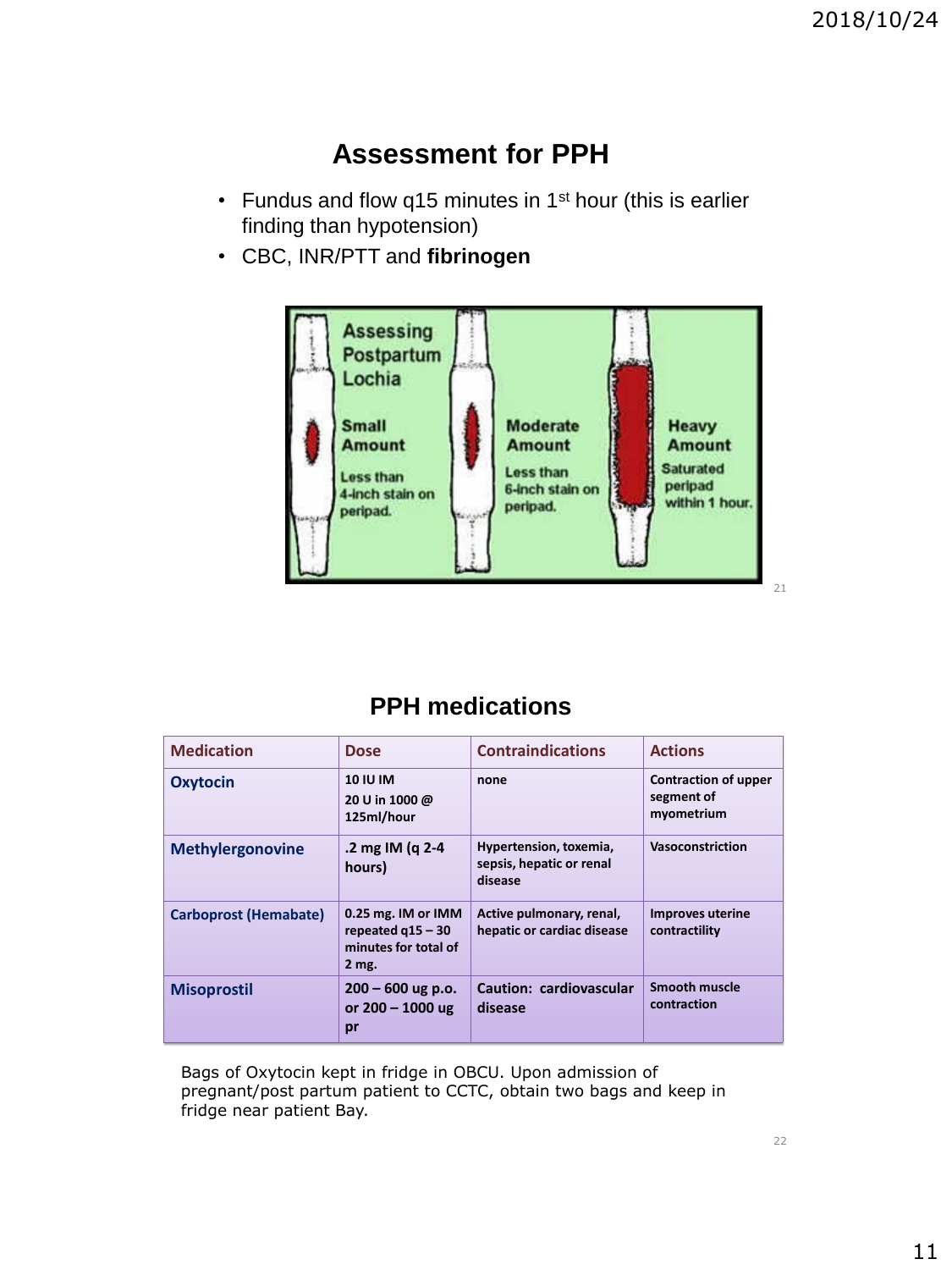## Assessment for PPH

- Fundus and flow q15 minutes in 1st hour (this is earlier finding than hypotension)
- CBC, INR/PTT and **fibrinogen**

Assessing Postpartum Lochia

Small Amount
Less than 4-inch stain on peripad.

Moderate Amount
Less than 6-inch stain on peripad.

Heavy Amount
Saturated peripad within 1 hour.

## PPH medications

| Medication | Dose | Contraindications | Actions |
|---|---|---|---|
| Oxytocin | 10 IU IM<br>20 U in 1000 @ 125ml/hour | none | Contraction of upper segment of myometrium |
| Methylergonovine | .2 mg IM (q 2-4 hours) | Hypertension, toxemia, sepsis, hepatic or renal disease | Vasoconstriction |
| Carboprost (Hemabate) | 0.25 mg. IM or IMM repeated q15 – 30 minutes for total of 2 mg. | Active pulmonary, renal, hepatic or cardiac disease | Improves uterine contractility |
| Misoprostil | 200 – 600 ug p.o. or 200 – 1000 ug pr | Caution: cardiovascular disease | Smooth muscle contraction |

Bags of Oxytocin kept in fridge in OBCU. Upon admission of pregnant/post partum patient to CCTC, obtain two bags and keep in fridge near patient Bay.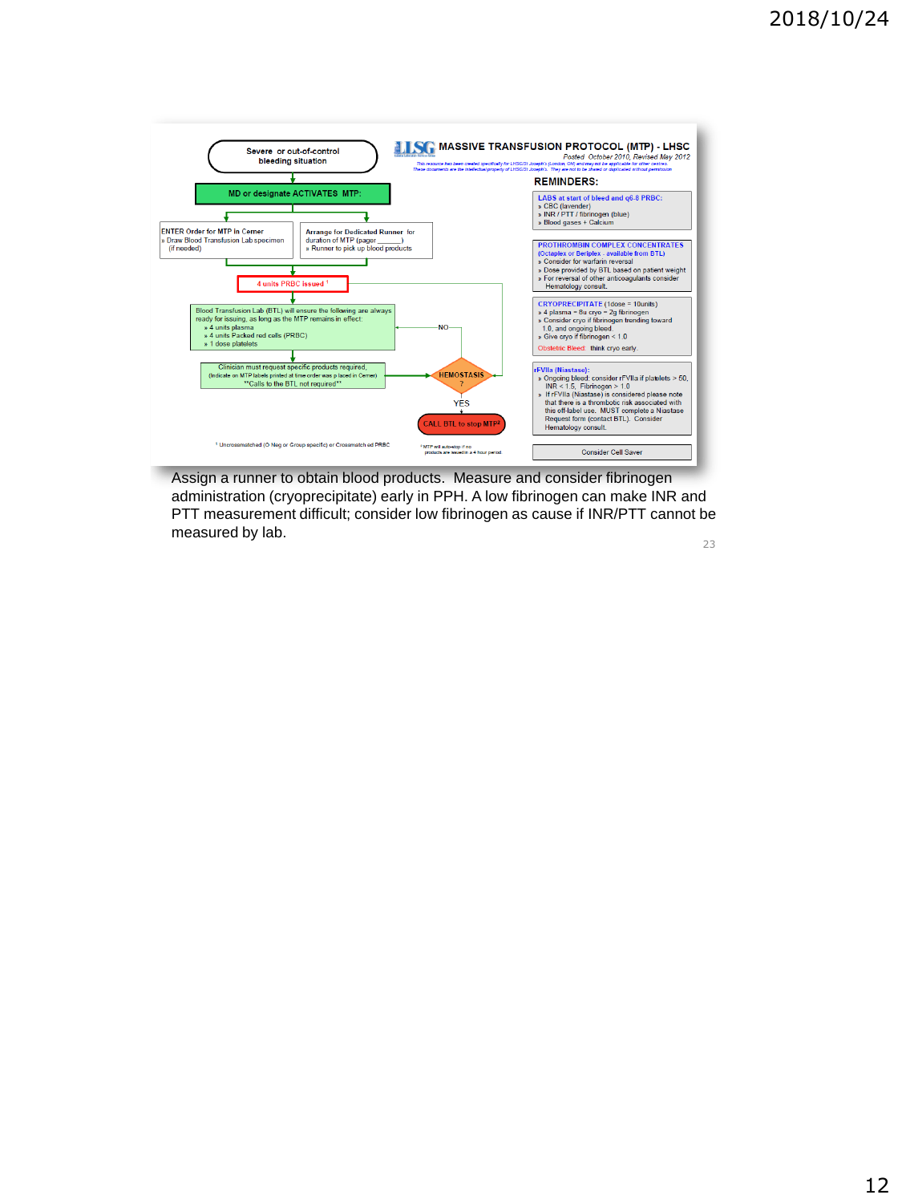Severe or out-of-control bleeding situation

MD or designate ACTIVATES MTP:

ENTER Order for MTP in Cerner
» Draw Blood Transfusion Lab specimen (if needed)

Arrange for Dedicated Runner for duration of MTP (pager ______)
» Runner to pick up blood products

4 units PRBC issued [1]

Blood Transfusion Lab (BTL) will ensure the following are always ready for issuing, as long as the MTP remains in effect:
» 4 units plasma
» 4 units Packed red cells (PRBC)
» 1 dose platelets

Clinician must request specific products required. (Indicate on MTP labels printed at time order was placed in Cerner)
**Calls to the BTL not required**

HEMOSTASIS?

NO

YES

CALL BTL to stop MTP[2]

[1] Uncrossmatched (O Neg or Group specific) or Crossmatched PRBC

[2] MTP will auto-stop if no products are issued in a 4 hour period

# MASSIVE TRANSFUSION PROTOCOL (MTP) - LHSC

*Posted: October 2010, Revised May 2012*

*This resource has been created specifically for LHSC/St Joseph's (London, ON) and may not be applicable for other centres. These documents are the intellectual property of LHSC/St Joseph's. They are not to be shared or duplicated without permission.*

## REMINDERS:

**LABS at start of bleed and q6-8 PRBC:**
» CBC (lavender)
» INR / PTT / fibrinogen (blue)
» Blood gases + Calcium

**PROTHROMBIN COMPLEX CONCENTRATES (Octaplex or Beriplex - available from BTL)**
» Consider for warfarin reversal
» Dose provided by BTL based on patient weight
» For reversal of other anticoagulants consider Hematology consult.

**CRYOPRECIPITATE** (1dose = 10units)
» 4 plasma = 8u cryo = 2g fibrinogen
» Consider cryo if fibrinogen trending toward 1.0, and ongoing bleed.
» Give cryo if fibrinogen < 1.0

Obstetric Bleed: think cryo early.

**rFVIIa (Niastase):**
» Ongoing bleed: consider rFVIIa if platelets > 50, INR < 1.5, Fibrinogen > 1.0
» If rFVIIa (Niastase) is considered please note that there is a thrombotic risk associated with this off-label use. MUST complete a Niastase Request form (contact BTL). Consider Hematology consult.

Consider Cell Saver

Assign a runner to obtain blood products. Measure and consider fibrinogen administration (cryoprecipitate) early in PPH. A low fibrinogen can make INR and PTT measurement difficult; consider low fibrinogen as cause if INR/PTT cannot be measured by lab.